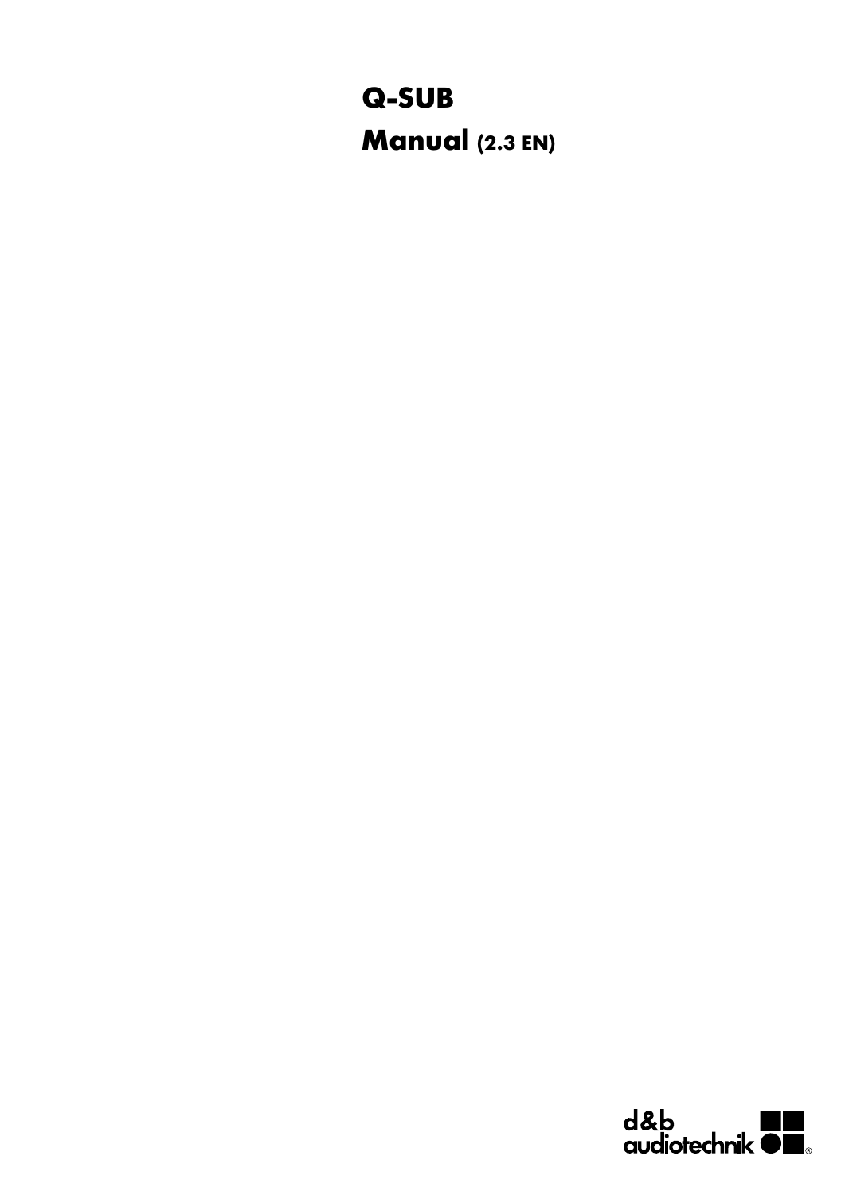# Q-SUB

## Manual (2.3 EN)

d&b audiotechnik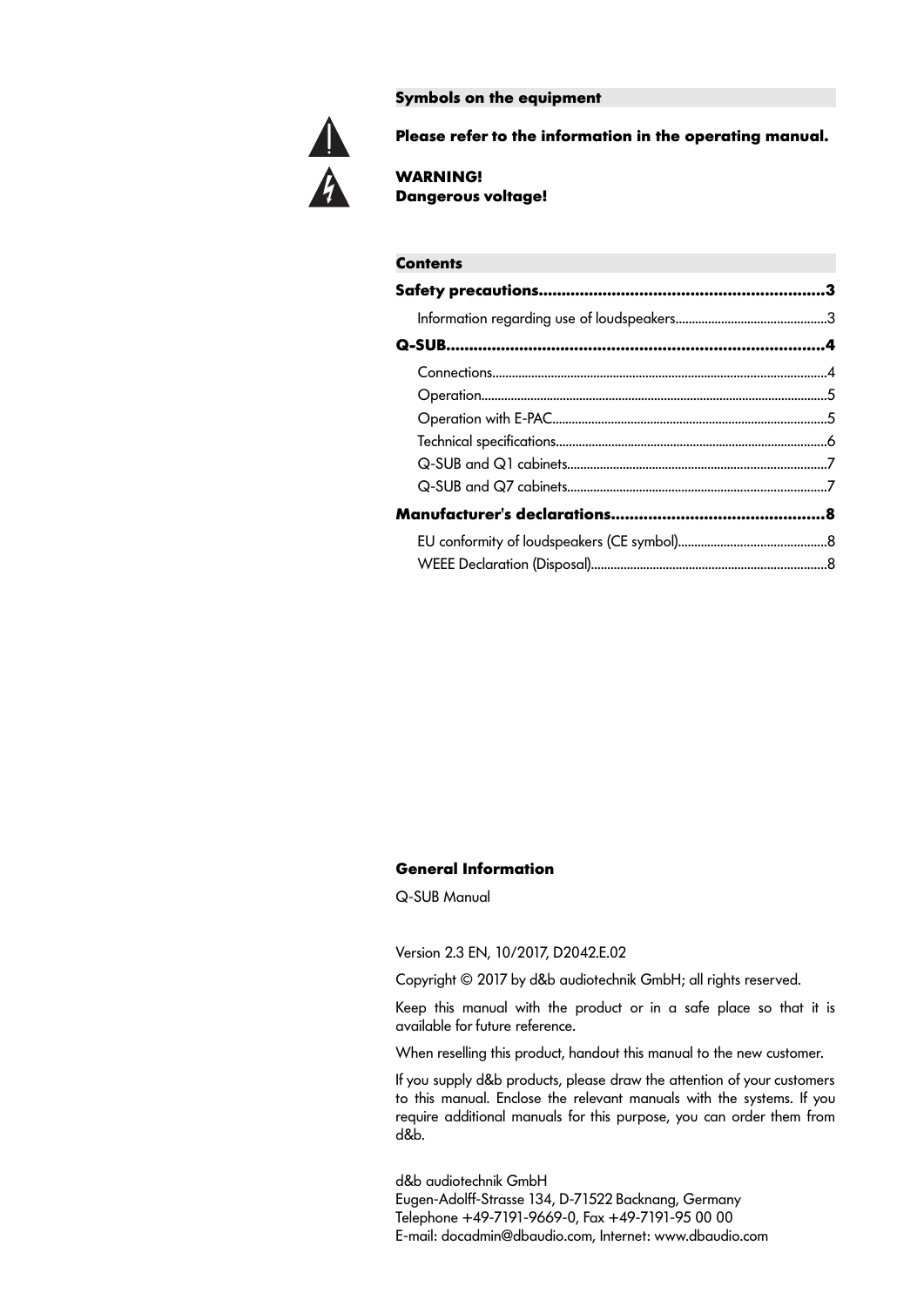## Symbols on the equipment

**Please refer to the information in the operating manual.**

**WARNING!**
**Dangerous voltage!**

## Contents

**Safety precautions........................................................3**

Information regarding use of loudspeakers........................................3

**Q-SUB.........................................................................4**

Connections.........................................................................4
Operation...........................................................................5
Operation with E-PAC................................................................5
Technical specifications............................................................6
Q-SUB and Q1 cabinets...............................................................7
Q-SUB and Q7 cabinets...............................................................7

**Manufacturer's declarations........................................8**

EU conformity of loudspeakers (CE symbol)........................................8
WEEE Declaration (Disposal).........................................................8

## General Information

Q-SUB Manual

Version 2.3 EN, 10/2017, D2042.E.02

Copyright © 2017 by d&b audiotechnik GmbH; all rights reserved.

Keep this manual with the product or in a safe place so that it is available for future reference.

When reselling this product, handout this manual to the new customer.

If you supply d&b products, please draw the attention of your customers to this manual. Enclose the relevant manuals with the systems. If you require additional manuals for this purpose, you can order them from d&b.

d&b audiotechnik GmbH
Eugen-Adolff-Strasse 134, D-71522 Backnang, Germany
Telephone +49-7191-9669-0, Fax +49-7191-95 00 00
E-mail: docadmin@dbaudio.com, Internet: www.dbaudio.com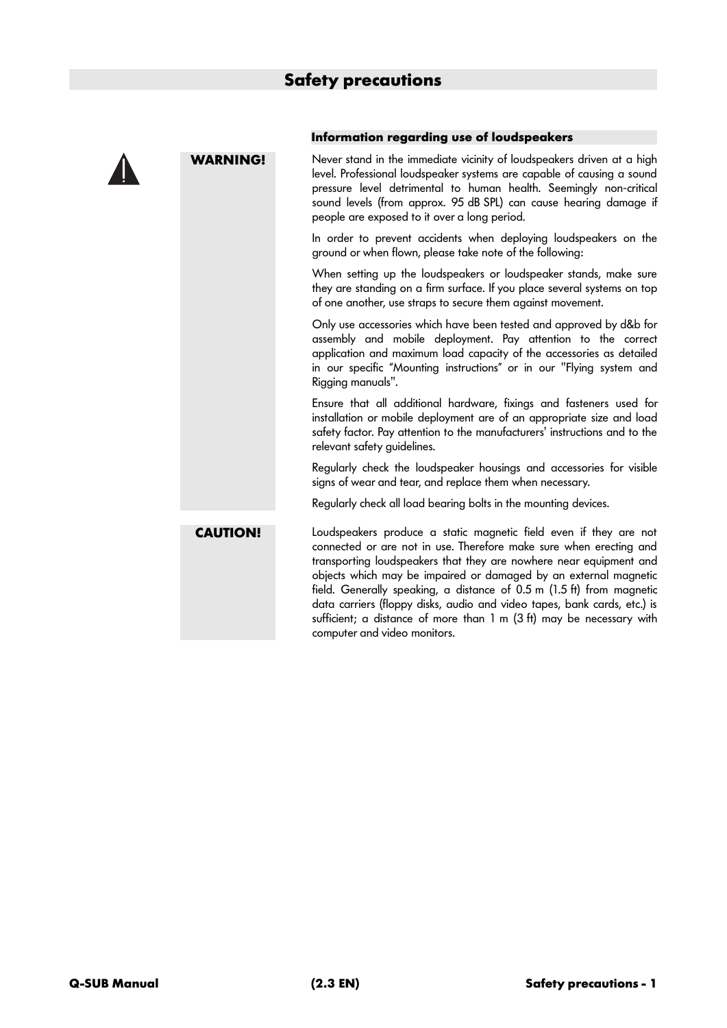# Safety precautions

### Information regarding use of loudspeakers

**WARNING!**

Never stand in the immediate vicinity of loudspeakers driven at a high level. Professional loudspeaker systems are capable of causing a sound pressure level detrimental to human health. Seemingly non-critical sound levels (from approx. 95 dB SPL) can cause hearing damage if people are exposed to it over a long period.

In order to prevent accidents when deploying loudspeakers on the ground or when flown, please take note of the following:

When setting up the loudspeakers or loudspeaker stands, make sure they are standing on a firm surface. If you place several systems on top of one another, use straps to secure them against movement.

Only use accessories which have been tested and approved by d&b for assembly and mobile deployment. Pay attention to the correct application and maximum load capacity of the accessories as detailed in our specific “Mounting instructions” or in our "Flying system and Rigging manuals".

Ensure that all additional hardware, fixings and fasteners used for installation or mobile deployment are of an appropriate size and load safety factor. Pay attention to the manufacturers' instructions and to the relevant safety guidelines.

Regularly check the loudspeaker housings and accessories for visible signs of wear and tear, and replace them when necessary.

Regularly check all load bearing bolts in the mounting devices.

**CAUTION!**

Loudspeakers produce a static magnetic field even if they are not connected or are not in use. Therefore make sure when erecting and transporting loudspeakers that they are nowhere near equipment and objects which may be impaired or damaged by an external magnetic field. Generally speaking, a distance of 0.5 m (1.5 ft) from magnetic data carriers (floppy disks, audio and video tapes, bank cards, etc.) is sufficient; a distance of more than 1 m (3 ft) may be necessary with computer and video monitors.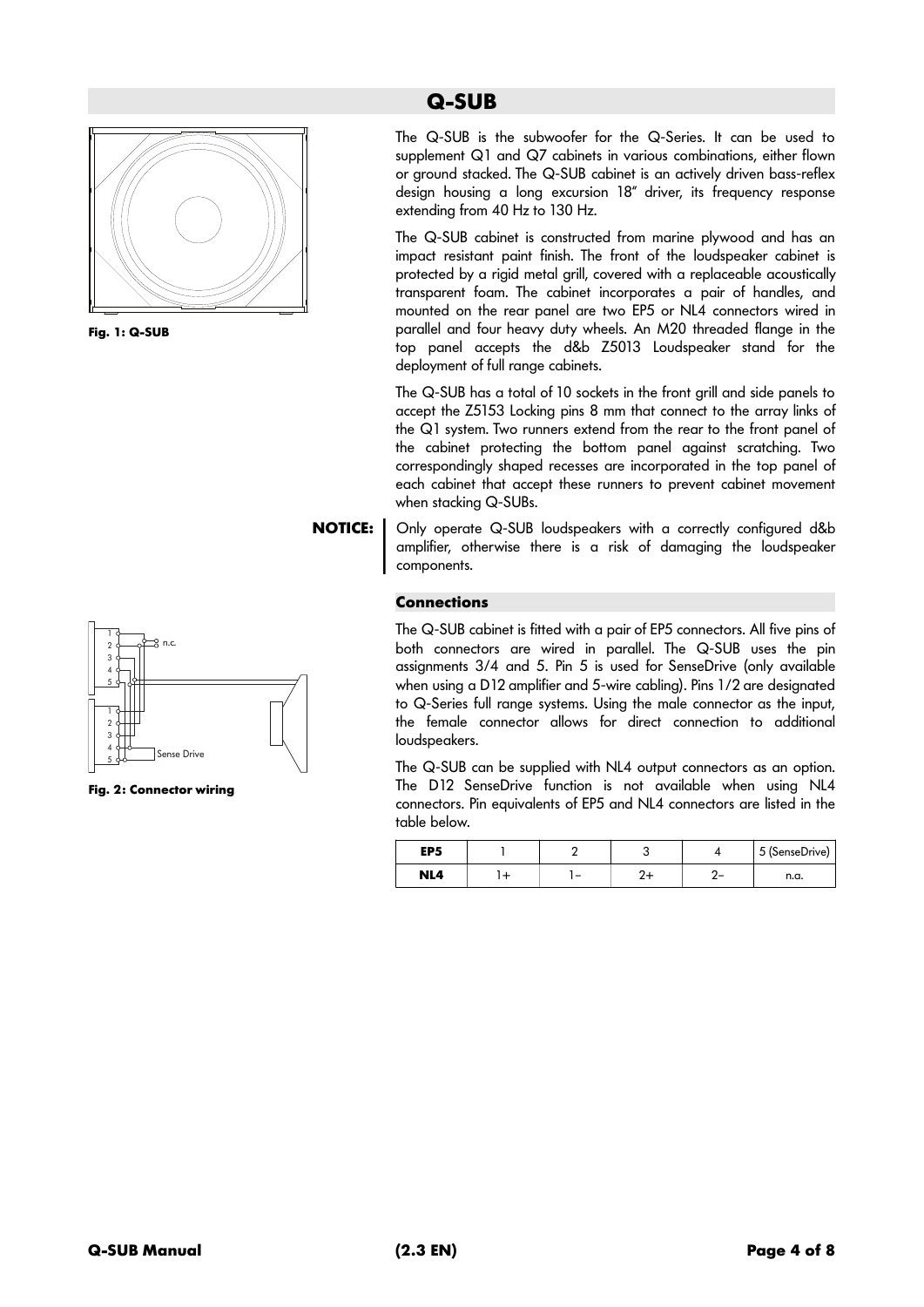# Q-SUB

Fig. 1: Q-SUB

The Q-SUB is the subwoofer for the Q-Series. It can be used to supplement Q1 and Q7 cabinets in various combinations, either flown or ground stacked. The Q-SUB cabinet is an actively driven bass-reflex design housing a long excursion 18" driver, its frequency response extending from 40 Hz to 130 Hz.

The Q-SUB cabinet is constructed from marine plywood and has an impact resistant paint finish. The front of the loudspeaker cabinet is protected by a rigid metal grill, covered with a replaceable acoustically transparent foam. The cabinet incorporates a pair of handles, and mounted on the rear panel are two EP5 or NL4 connectors wired in parallel and four heavy duty wheels. An M20 threaded flange in the top panel accepts the d&b Z5013 Loudspeaker stand for the deployment of full range cabinets.

The Q-SUB has a total of 10 sockets in the front grill and side panels to accept the Z5153 Locking pins 8 mm that connect to the array links of the Q1 system. Two runners extend from the rear to the front panel of the cabinet protecting the bottom panel against scratching. Two correspondingly shaped recesses are incorporated in the top panel of each cabinet that accept these runners to prevent cabinet movement when stacking Q-SUBs.

**NOTICE:** Only operate Q-SUB loudspeakers with a correctly configured d&b amplifier, otherwise there is a risk of damaging the loudspeaker components.

## Connections

Fig. 2: Connector wiring

The Q-SUB cabinet is fitted with a pair of EP5 connectors. All five pins of both connectors are wired in parallel. The Q-SUB uses the pin assignments 3/4 and 5. Pin 5 is used for SenseDrive (only available when using a D12 amplifier and 5-wire cabling). Pins 1/2 are designated to Q-Series full range systems. Using the male connector as the input, the female connector allows for direct connection to additional loudspeakers.

The Q-SUB can be supplied with NL4 output connectors as an option. The D12 SenseDrive function is not available when using NL4 connectors. Pin equivalents of EP5 and NL4 connectors are listed in the table below.

| EP5 | 1 | 2 | 3 | 4 | 5 (SenseDrive) |
|---|---|---|---|---|---|
| NL4 | 1+ | 1– | 2+ | 2– | n.a. |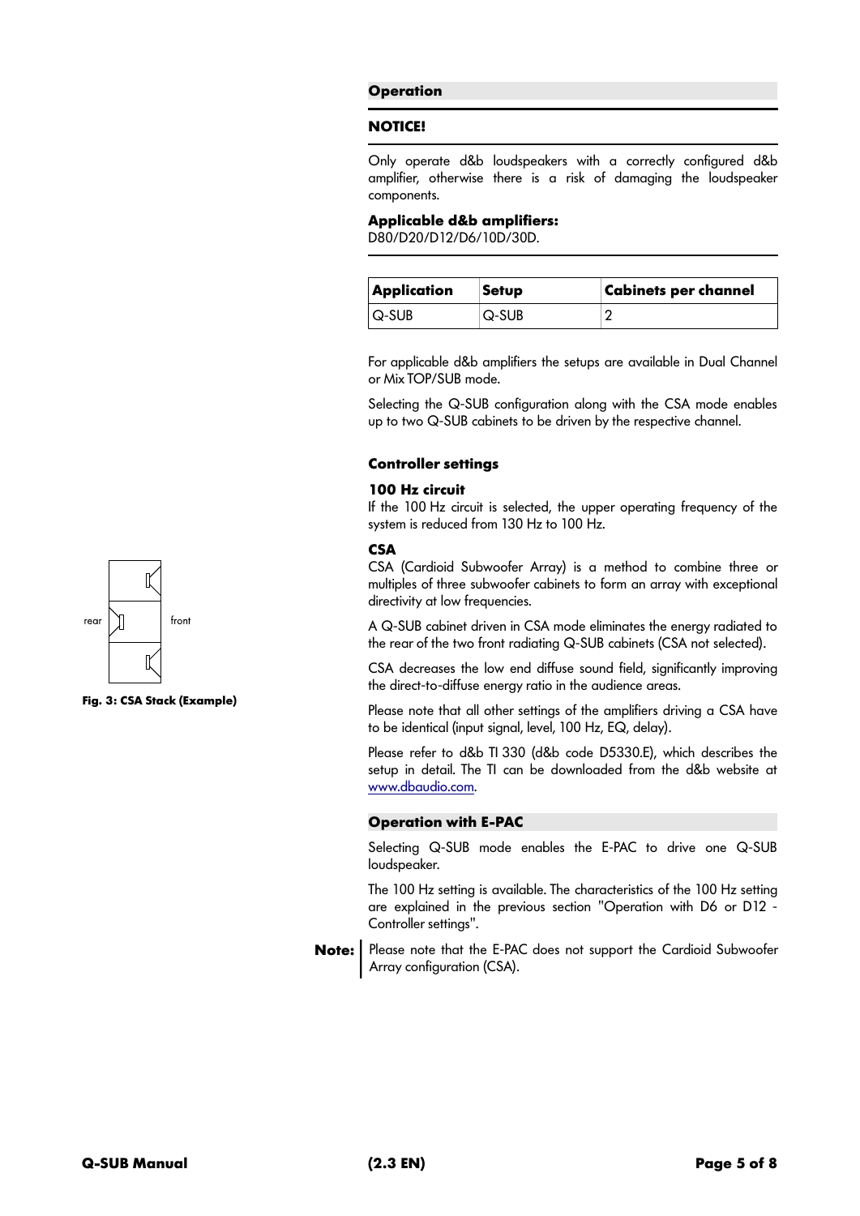## Operation

**NOTICE!**

Only operate d&b loudspeakers with a correctly configured d&b amplifier, otherwise there is a risk of damaging the loudspeaker components.

**Applicable d&b amplifiers:**
D80/D20/D12/D6/10D/30D.

| Application | Setup | Cabinets per channel |
|---|---|---|
| Q-SUB | Q-SUB | 2 |

For applicable d&b amplifiers the setups are available in Dual Channel or Mix TOP/SUB mode.

Selecting the Q-SUB configuration along with the CSA mode enables up to two Q-SUB cabinets to be driven by the respective channel.

### Controller settings

**100 Hz circuit**
If the 100 Hz circuit is selected, the upper operating frequency of the system is reduced from 130 Hz to 100 Hz.

**CSA**
CSA (Cardioid Subwoofer Array) is a method to combine three or multiples of three subwoofer cabinets to form an array with exceptional directivity at low frequencies.

A Q-SUB cabinet driven in CSA mode eliminates the energy radiated to the rear of the two front radiating Q-SUB cabinets (CSA not selected).

CSA decreases the low end diffuse sound field, significantly improving the direct-to-diffuse energy ratio in the audience areas.

rear front

**Fig. 3: CSA Stack (Example)**

Please note that all other settings of the amplifiers driving a CSA have to be identical (input signal, level, 100 Hz, EQ, delay).

Please refer to d&b TI 330 (d&b code D5330.E), which describes the setup in detail. The TI can be downloaded from the d&b website at www.dbaudio.com.

## Operation with E-PAC

Selecting Q-SUB mode enables the E-PAC to drive one Q-SUB loudspeaker.

The 100 Hz setting is available. The characteristics of the 100 Hz setting are explained in the previous section "Operation with D6 or D12 - Controller settings".

**Note:** Please note that the E-PAC does not support the Cardioid Subwoofer Array configuration (CSA).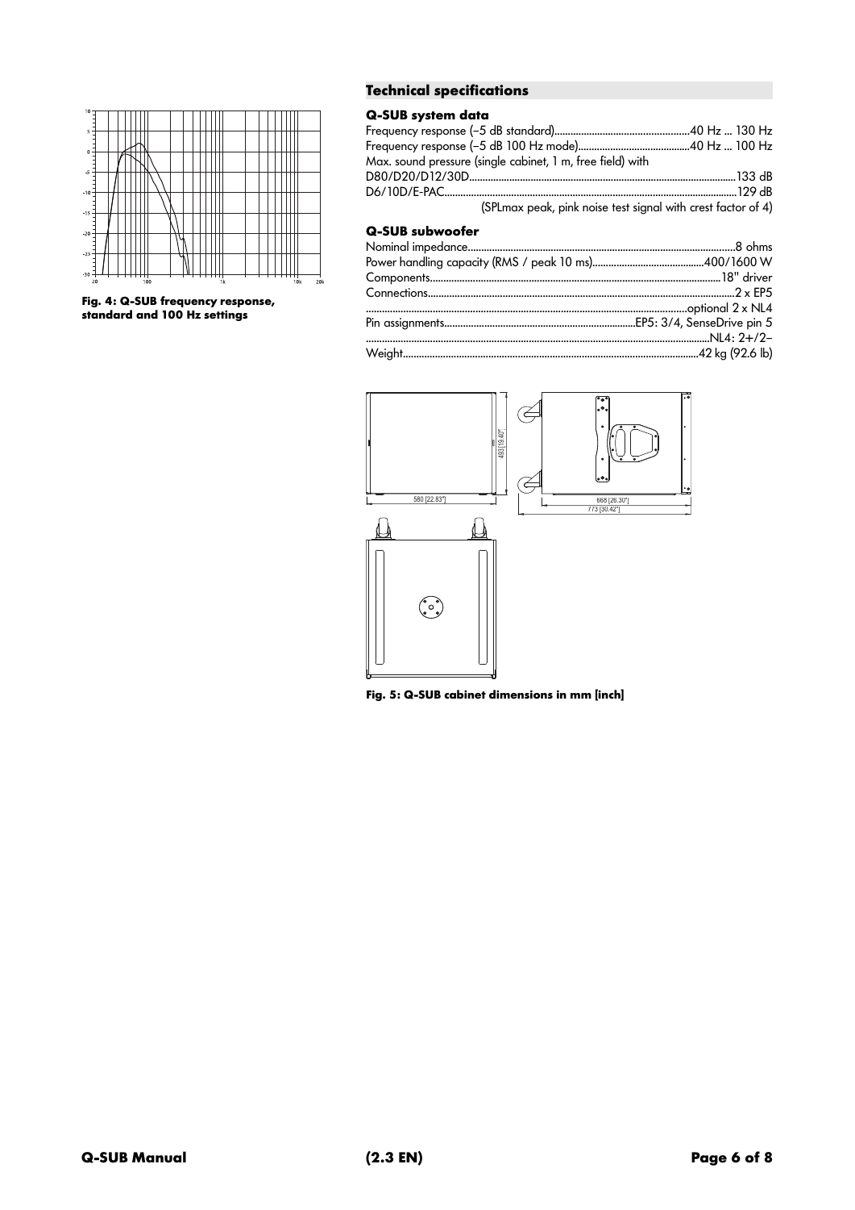Fig. 4: Q-SUB frequency response, standard and 100 Hz settings

## Technical specifications

### Q-SUB system data

Frequency response (−5 dB standard)....................40 Hz ... 130 Hz
Frequency response (−5 dB 100 Hz mode)....................40 Hz ... 100 Hz
Max. sound pressure (single cabinet, 1 m, free field) with
D80/D20/D12/30D....................133 dB
D6/10D/E-PAC....................129 dB
(SPLmax peak, pink noise test signal with crest factor of 4)

### Q-SUB subwoofer

Nominal impedance....................8 ohms
Power handling capacity (RMS / peak 10 ms)....................400/1600 W
Components....................18" driver
Connections....................2 x EP5
....................optional 2 x NL4
Pin assignments....................EP5: 3/4, SenseDrive pin 5
....................NL4: 2+/2−
Weight....................42 kg (92.6 lb)

Fig. 5: Q-SUB cabinet dimensions in mm [inch]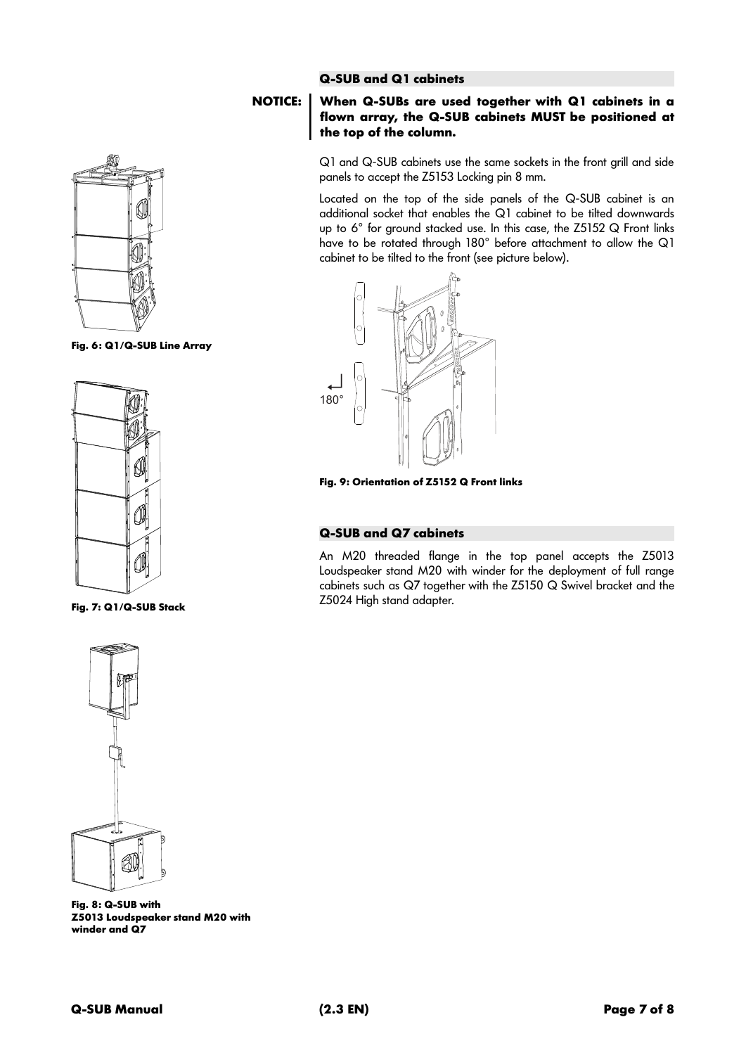## Q-SUB and Q1 cabinets

**NOTICE:** **When Q-SUBs are used together with Q1 cabinets in a flown array, the Q-SUB cabinets MUST be positioned at the top of the column.**

Q1 and Q-SUB cabinets use the same sockets in the front grill and side panels to accept the Z5153 Locking pin 8 mm.

Located on the top of the side panels of the Q-SUB cabinet is an additional socket that enables the Q1 cabinet to be tilted downwards up to 6° for ground stacked use. In this case, the Z5152 Q Front links have to be rotated through 180° before attachment to allow the Q1 cabinet to be tilted to the front (see picture below).

**Fig. 6: Q1/Q-SUB Line Array**

**Fig. 7: Q1/Q-SUB Stack**

**Fig. 8: Q-SUB with Z5013 Loudspeaker stand M20 with winder and Q7**

**Fig. 9: Orientation of Z5152 Q Front links**

## Q-SUB and Q7 cabinets

An M20 threaded flange in the top panel accepts the Z5013 Loudspeaker stand M20 with winder for the deployment of full range cabinets such as Q7 together with the Z5150 Q Swivel bracket and the Z5024 High stand adapter.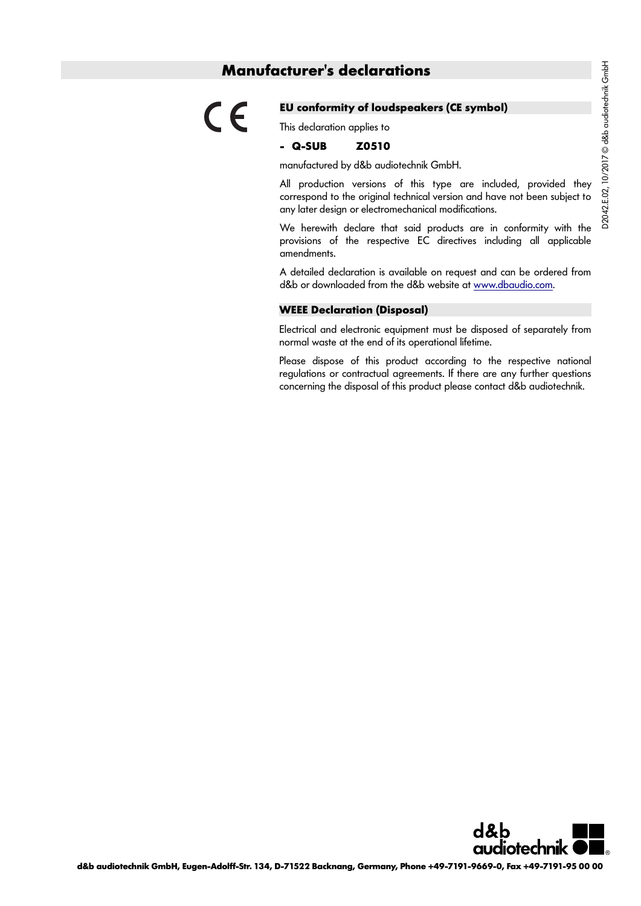# Manufacturer's declarations

CE

## EU conformity of loudspeakers (CE symbol)

This declaration applies to

- **Q-SUB Z0510**

manufactured by d&b audiotechnik GmbH.

All production versions of this type are included, provided they correspond to the original technical version and have not been subject to any later design or electromechanical modifications.

We herewith declare that said products are in conformity with the provisions of the respective EC directives including all applicable amendments.

A detailed declaration is available on request and can be ordered from d&b or downloaded from the d&b website at www.dbaudio.com.

## WEEE Declaration (Disposal)

Electrical and electronic equipment must be disposed of separately from normal waste at the end of its operational lifetime.

Please dispose of this product according to the respective national regulations or contractual agreements. If there are any further questions concerning the disposal of this product please contact d&b audiotechnik.

D2042.E.02, 10/2017 © d&b audiotechnik GmbH

d&b audiotechnik

**d&b audiotechnik GmbH, Eugen-Adolff-Str. 134, D-71522 Backnang, Germany, Phone +49-7191-9669-0, Fax +49-7191-95 00 00**